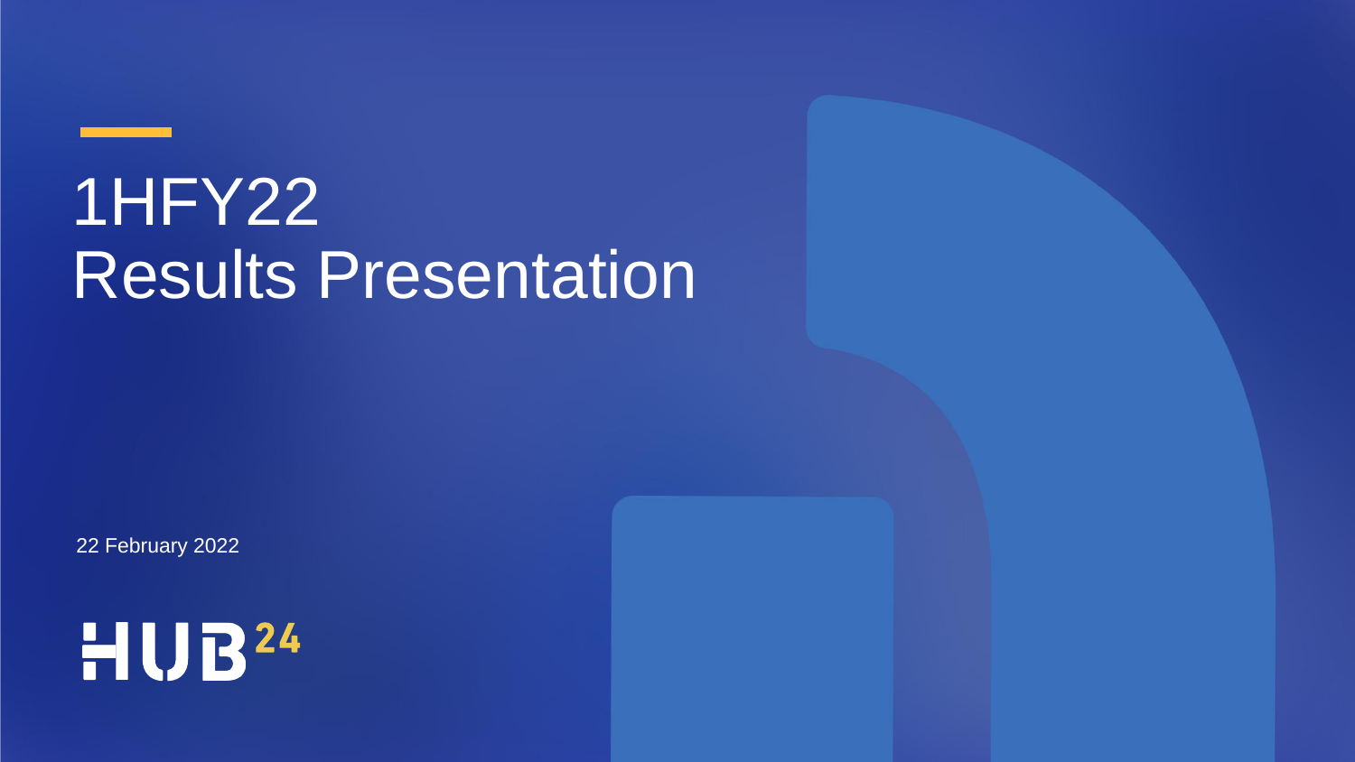# 1HFY22 Results Presentation

22 February 2022

HUB24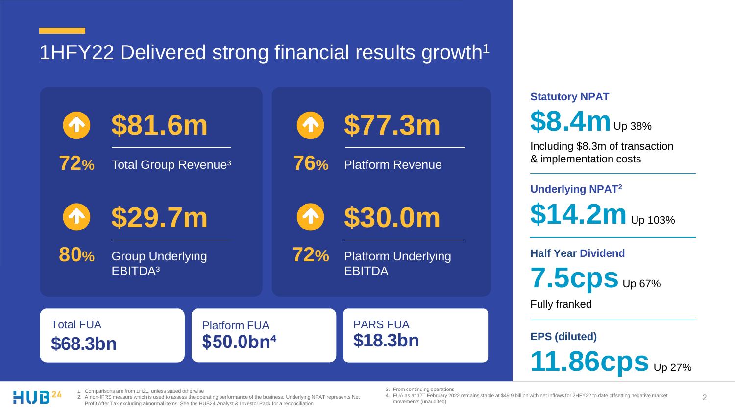# 1HFY22 Delivered strong financial results growth[1]

**$81.6m**
72% Total Group Revenue[3]

**$77.3m**
76% Platform Revenue

**$29.7m**
80% Group Underlying EBITDA[3]

**$30.0m**
72% Platform Underlying EBITDA

Total FUA
**$68.3bn**

Platform FUA
**$50.0bn[4]**

PARS FUA
**$18.3bn**

**Statistory NPAT**

**$8.4m** Up 38%

Including $8.3m of transaction & implementation costs

**Underlying NPAT[2]**

**$14.2m** Up 103%

**Half Year Dividend**

**7.5cps** Up 67%

Fully franked

**EPS (diluted)**

**11.86cps** Up 27%

1. Comparisons are from 1H21, unless stated otherwise
2. A non-IFRS measure which is used to assess the operating performance of the business. Underlying NPAT represents Net Profit After Tax excluding abnormal items. See the HUB24 Analyst & Investor Pack for a reconciliation
3. From continuing operations
4. FUA as at 17th February 2022 remains stable at $49.9 billion with net inflows for 2HFY22 to date offsetting negative market movements (unaudited)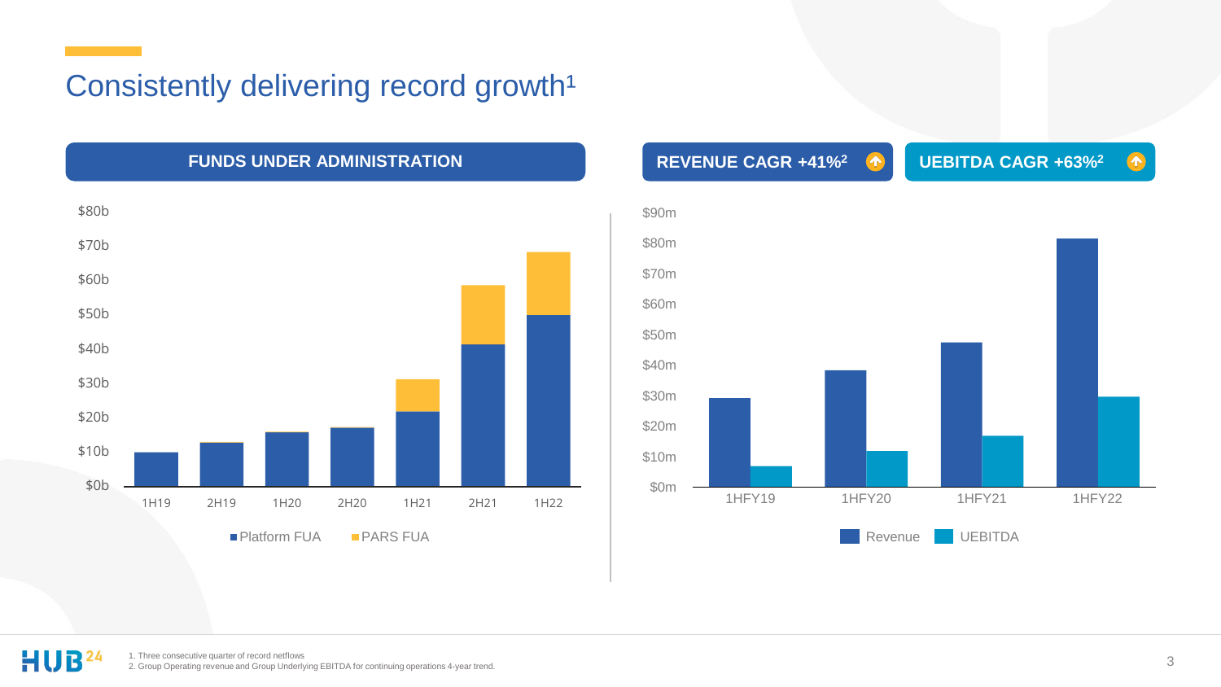# Consistently delivering record growth[1]

**FUNDS UNDER ADMINISTRATION**

$80b
$70b
$60b
$50b
$40b
$30b
$20b
$10b
$0b

1H19 2H19 1H20 2H20 1H21 2H21 1H22

Platform FUA PARS FUA

**REVENUE CAGR +41%[2]**

**UEBITDA CAGR +63%[2]**

$90m
$80m
$70m
$60m
$50m
$40m
$30m
$20m
$10m
$0m

1HFY19 1HFY20 1HFY21 1HFY22

Revenue UEBITDA

1. Three consecutive quarter of record netflows
2. Group Operating revenue and Group Underlying EBITDA for continuing operations 4-year trend.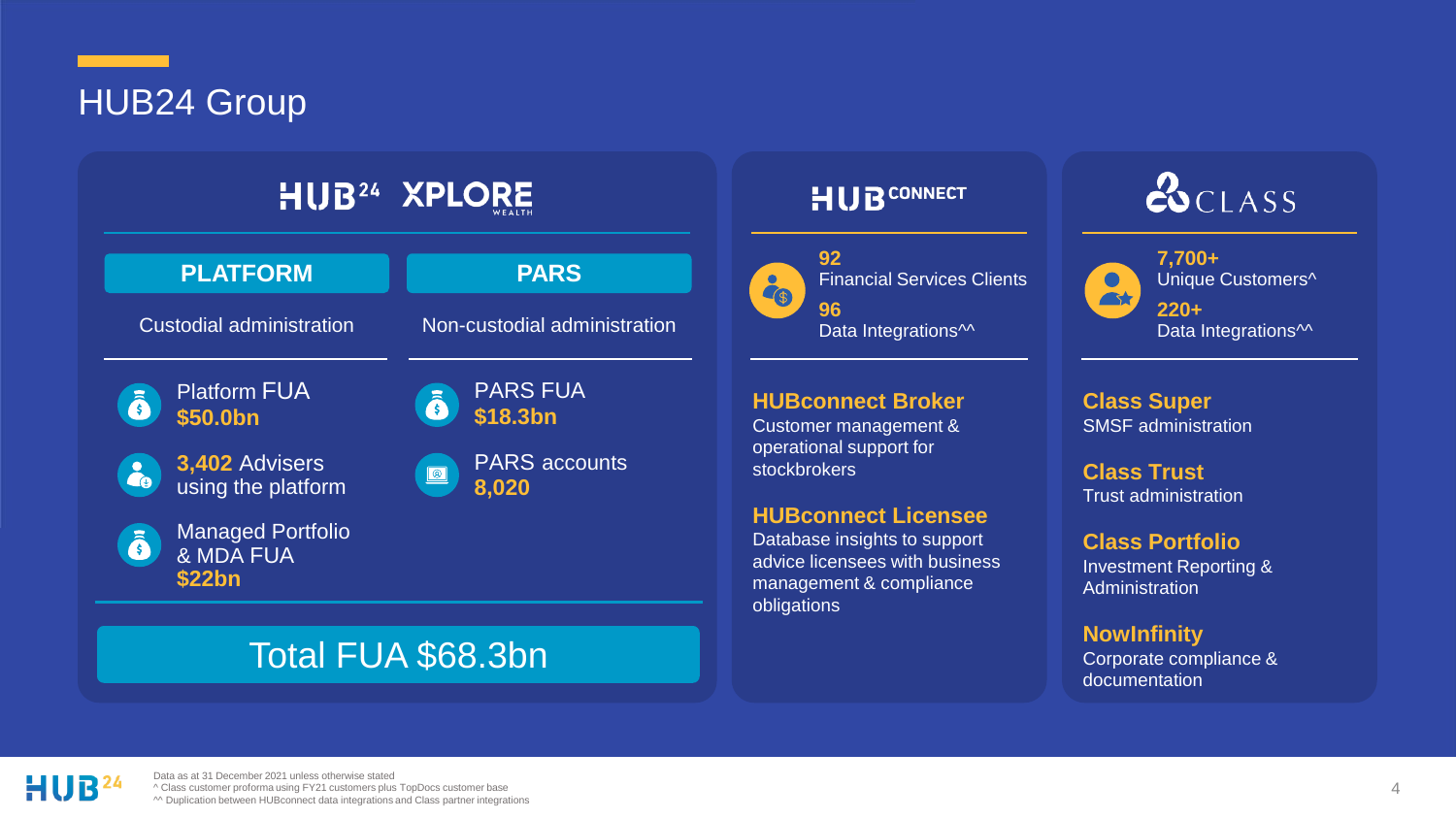# HUB24 Group

## HUB24 XPLORE WEALTH

| PLATFORM | PARS |
| --- | --- |
| Custodial administration | Non-custodial administration |

**Platform**

- Platform FUA **$50.0bn**
- **3,402** Advisers using the platform
- Managed Portfolio & MDA FUA **$22bn**

**PARS**

- PARS FUA **$18.3bn**
- PARS accounts **8,020**

**Total FUA $68.3bn**

## HUB CONNECT

**92** Financial Services Clients

**96** Data Integrations^^

**HUBconnect Broker**
Customer management & operational support for stockbrokers

**HUBconnect Licensee**
Database insights to support advice licensees with business management & compliance obligations

## CLASS

**7,700+** Unique Customers^

**220+** Data Integrations^^

**Class Super**
SMSF administration

**Class Trust**
Trust administration

**Class Portfolio**
Investment Reporting & Administration

**NowInfinity**
Corporate compliance & documentation

Data as at 31 December 2021 unless otherwise stated
^ Class customer proforma using FY21 customers plus TopDocs customer base
^^ Duplication between HUBconnect data integrations and Class partner integrations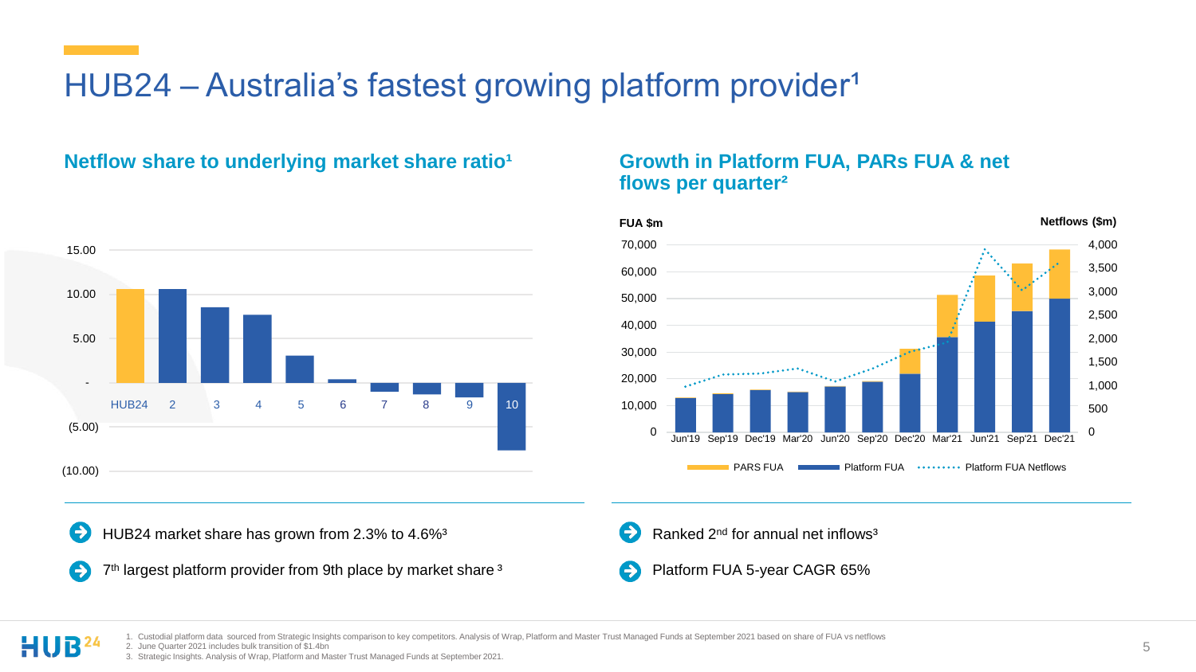# HUB24 – Australia's fastest growing platform provider[1]

## Netflow share to underlying market share ratio[1]

15.00
10.00
5.00
-
(5.00)
(10.00)

HUB24 2 3 4 5 6 7 8 9 10

- HUB24 market share has grown from 2.3% to 4.6%[3]
- 7th largest platform provider from 9th place by market share [3]

## Growth in Platform FUA, PARs FUA & net flows per quarter[2]

FUA $m — Netflows ($m)

Jun'19 Sep'19 Dec'19 Mar'20 Jun'20 Sep'20 Dec'20 Mar'21 Jun'21 Sep'21 Dec'21

PARS FUA — Platform FUA — Platform FUA Netflows

- Ranked 2nd for annual net inflows[3]
- Platform FUA 5-year CAGR 65%

1. Custodial platform data sourced from Strategic Insights comparison to key competitors. Analysis of Wrap, Platform and Master Trust Managed Funds at September 2021 based on share of FUA vs netflows
2. June Quarter 2021 includes bulk transition of $1.4bn
3. Strategic Insights. Analysis of Wrap, Platform and Master Trust Managed Funds at September 2021.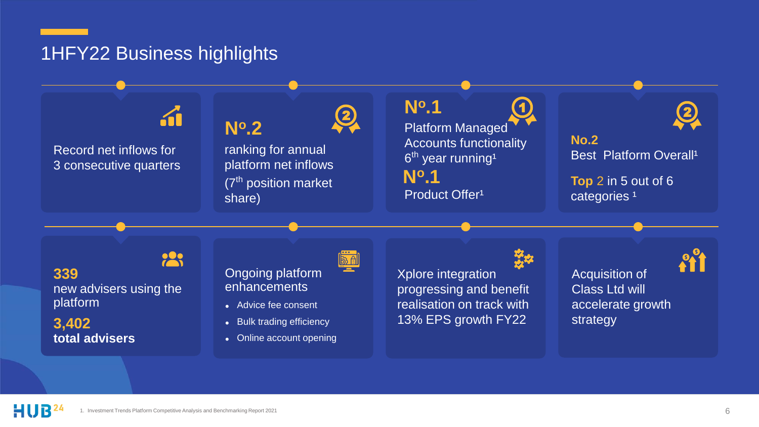# 1HFY22 Business highlights

Record net inflows for 3 consecutive quarters

**Nº.2**
ranking for annual platform net inflows (7th position market share)

**Nº.1**
Platform Managed Accounts functionality 6th year running[1]

**Nº.1**
Product Offer[1]

**No.2**
Best Platform Overall[1]

**Top** 2 in 5 out of 6 categories [1]

**339**
new advisers using the platform

**3,402**
**total advisers**

Ongoing platform enhancements

- Advice fee consent
- Bulk trading efficiency
- Online account opening

Xplore integration progressing and benefit realisation on track with 13% EPS growth FY22

Acquisition of Class Ltd will accelerate growth strategy

1. Investment Trends Platform Competitive Analysis and Benchmarking Report 2021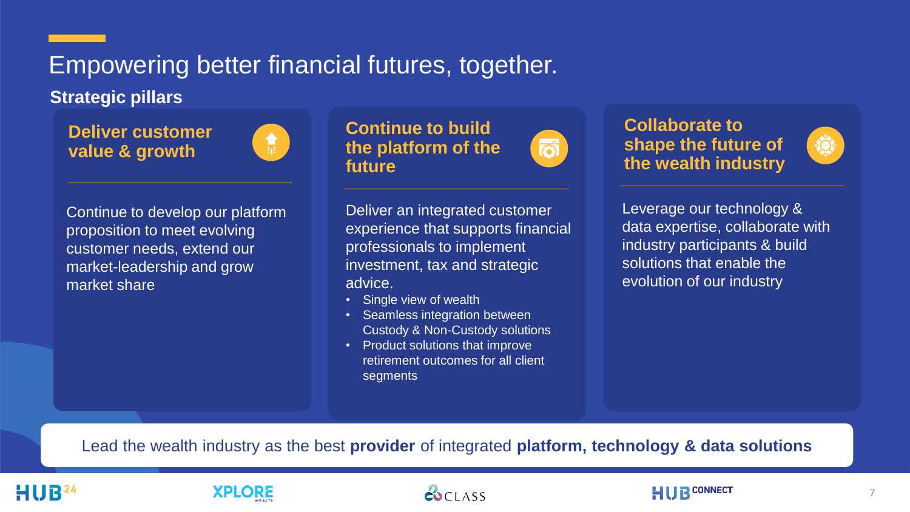# Empowering better financial futures, together.

## Strategic pillars

### Deliver customer value & growth

Continue to develop our platform proposition to meet evolving customer needs, extend our market-leadership and grow market share

### Continue to build the platform of the future

Deliver an integrated customer experience that supports financial professionals to implement investment, tax and strategic advice.

- Single view of wealth
- Seamless integration between Custody & Non-Custody solutions
- Product solutions that improve retirement outcomes for all client segments

### Collaborate to shape the future of the wealth industry

Leverage our technology & data expertise, collaborate with industry participants & build solutions that enable the evolution of our industry

Lead the wealth industry as the best **provider** of integrated **platform, technology & data solutions**

HUB24 | XPLORE WEALTH | CLASS | HUB CONNECT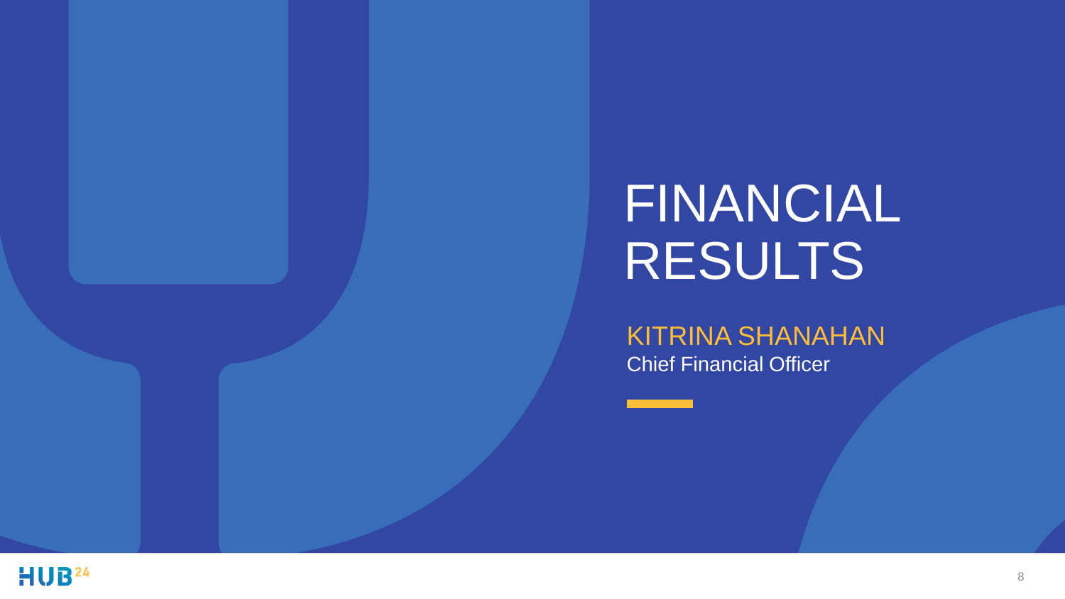# FINANCIAL RESULTS

KITRINA SHANAHAN

Chief Financial Officer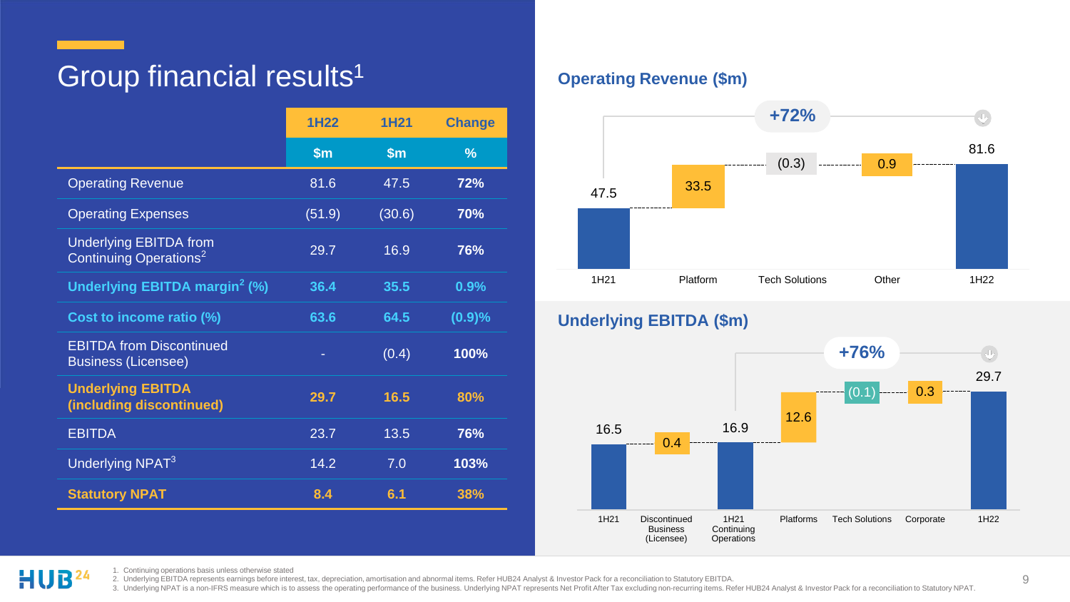# Group financial results[1]

| | 1H22 | 1H21 | Change |
|---|---|---|---|
| | $m | $m | % |
| Operating Revenue | 81.6 | 47.5 | **72%** |
| Operating Expenses | (51.9) | (30.6) | **70%** |
| Underlying EBITDA from Continuing Operations[2] | 29.7 | 16.9 | **76%** |
| **Underlying EBITDA margin[2] (%)** | **36.4** | **35.5** | **0.9%** |
| **Cost to income ratio (%)** | **63.6** | **64.5** | **(0.9)%** |
| EBITDA from Discontinued Business (Licensee) | - | (0.4) | **100%** |
| **Underlying EBITDA (including discontinued)** | **29.7** | **16.5** | **80%** |
| EBITDA | 23.7 | 13.5 | **76%** |
| Underlying NPAT[3] | 14.2 | 7.0 | **103%** |
| **Statutory NPAT** | **8.4** | **6.1** | **38%** |

## Operating Revenue ($m)

+72%

| 1H21 | Platform | Tech Solutions | Other | 1H22 |
|---|---|---|---|---|
| 47.5 | 33.5 | (0.3) | 0.9 | 81.6 |

## Underlying EBITDA ($m)

+76%

| 1H21 | Discontinued Business (Licensee) | 1H21 Continuing Operations | Platforms | Tech Solutions | Corporate | 1H22 |
|---|---|---|---|---|---|---|
| 16.5 | 0.4 | 16.9 | 12.6 | (0.1) | 0.3 | 29.7 |

1. Continuing operations basis unless otherwise stated
2. Underlying EBITDA represents earnings before interest, tax, depreciation, amortisation and abnormal items. Refer HUB24 Analyst & Investor Pack for a reconciliation to Statutory EBITDA.
3. Underlying NPAT is a non-IFRS measure which is to assess the operating performance of the business. Underlying NPAT represents Net Profit After Tax excluding non-recurring items. Refer HUB24 Analyst & Investor Pack for a reconciliation to Statutory NPAT.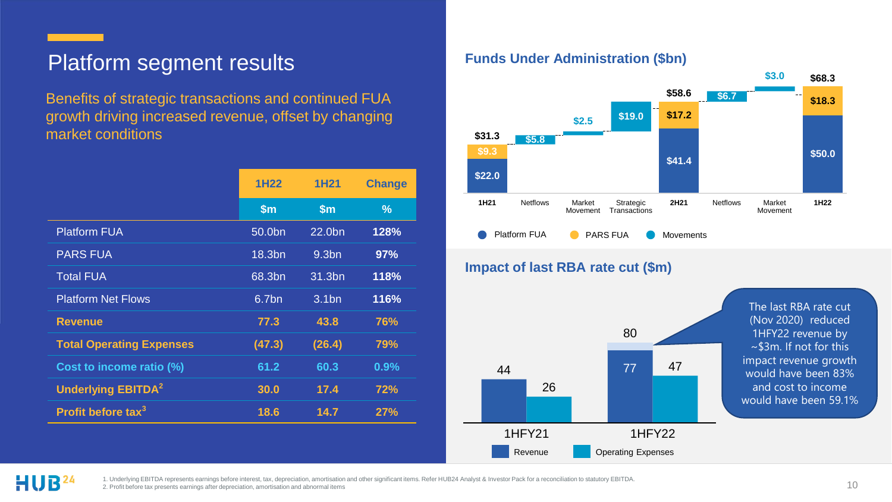# Platform segment results

Benefits of strategic transactions and continued FUA growth driving increased revenue, offset by changing market conditions

| | 1H22 | 1H21 | Change |
|---|---|---|---|
| | $m | $m | % |
| Platform FUA | 50.0bn | 22.0bn | **128%** |
| PARS FUA | 18.3bn | 9.3bn | **97%** |
| Total FUA | 68.3bn | 31.3bn | **118%** |
| Platform Net Flows | 6.7bn | 3.1bn | **116%** |
| **Revenue** | **77.3** | **43.8** | **76%** |
| **Total Operating Expenses** | **(47.3)** | **(26.4)** | **79%** |
| **Cost to income ratio (%)** | **61.2** | **60.3** | **0.9%** |
| **Underlying EBITDA[2]** | **30.0** | **17.4** | **72%** |
| **Profit before tax[3]** | **18.6** | **14.7** | **27%** |

## Funds Under Administration ($bn)

| | 1H21 | Netflows | Market Movement | Strategic Transactions | 2H21 | Netflows | Market Movement | 1H22 |
|---|---|---|---|---|---|---|---|---|
| Platform FUA | $22.0 | | | | $41.4 | | | $50.0 |
| PARS FUA | $9.3 | | | | $17.2 | | | $18.3 |
| Movements | | $5.8 | $2.5 | $19.0 | | $6.7 | $3.0 | |
| Total | $31.3 | | | | $58.6 | | | $68.3 |

## Impact of last RBA rate cut ($m)

| | Revenue | Operating Expenses |
|---|---|---|
| 1HFY21 | 44 | 26 |
| 1HFY22 | 77 (80) | 47 |

The last RBA rate cut (Nov 2020) reduced 1HFY22 revenue by ~$3m. If not for this impact revenue growth would have been 83% and cost to income would have been 59.1%

1. Underlying EBITDA represents earnings before interest, tax, depreciation, amortisation and other significant items. Refer HUB24 Analyst & Investor Pack for a reconciliation to statutory EBITDA.
2. Profit before tax presents earnings after depreciation, amortisation and abnormal items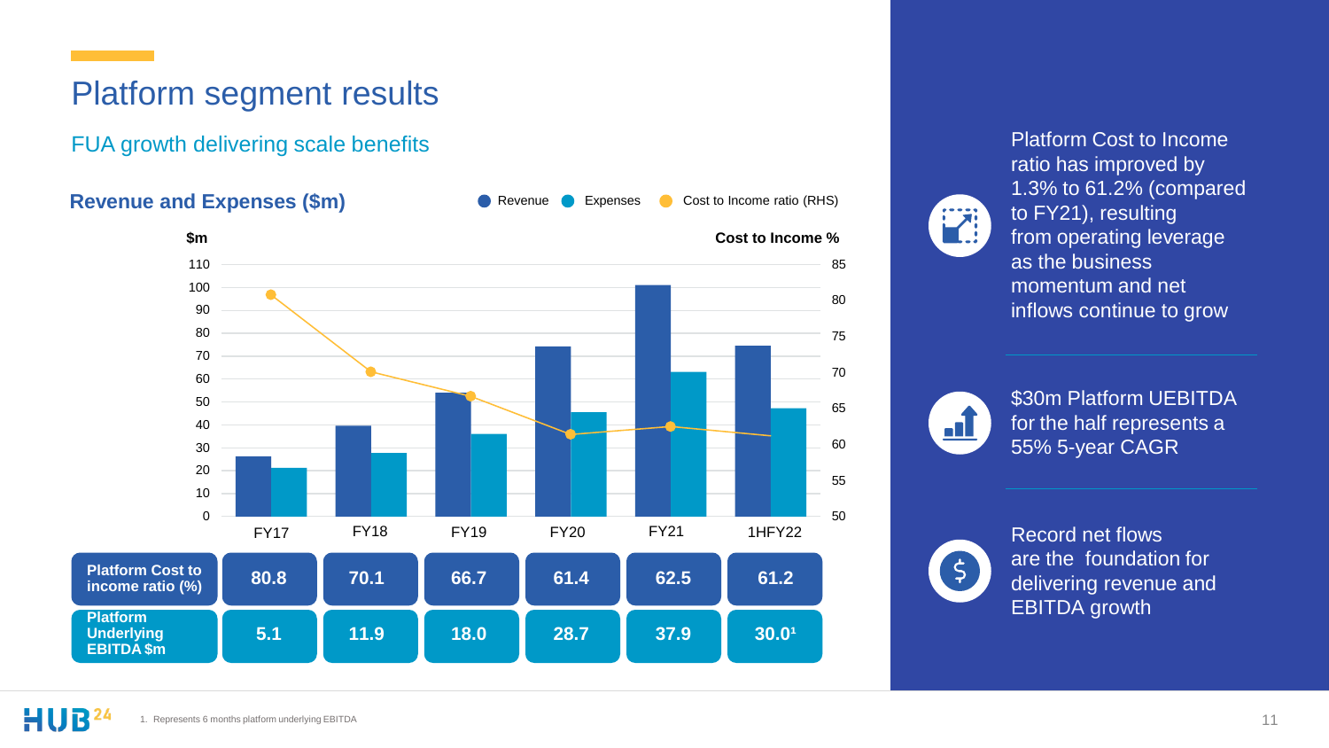# Platform segment results

## FUA growth delivering scale benefits

### Revenue and Expenses ($m)

Revenue · Expenses · Cost to Income ratio (RHS)

| | FY17 | FY18 | FY19 | FY20 | FY21 | 1HFY22 |
|---|---|---|---|---|---|---|
| Platform Cost to income ratio (%) | 80.8 | 70.1 | 66.7 | 61.4 | 62.5 | 61.2 |
| Platform Underlying EBITDA $m | 5.1 | 11.9 | 18.0 | 28.7 | 37.9 | 30.0[1] |

Platform Cost to Income ratio has improved by 1.3% to 61.2% (compared to FY21), resulting from operating leverage as the business momentum and net inflows continue to grow

$30m Platform UEBITDA for the half represents a 55% 5-year CAGR

Record net flows are the foundation for delivering revenue and EBITDA growth

1. Represents 6 months platform underlying EBITDA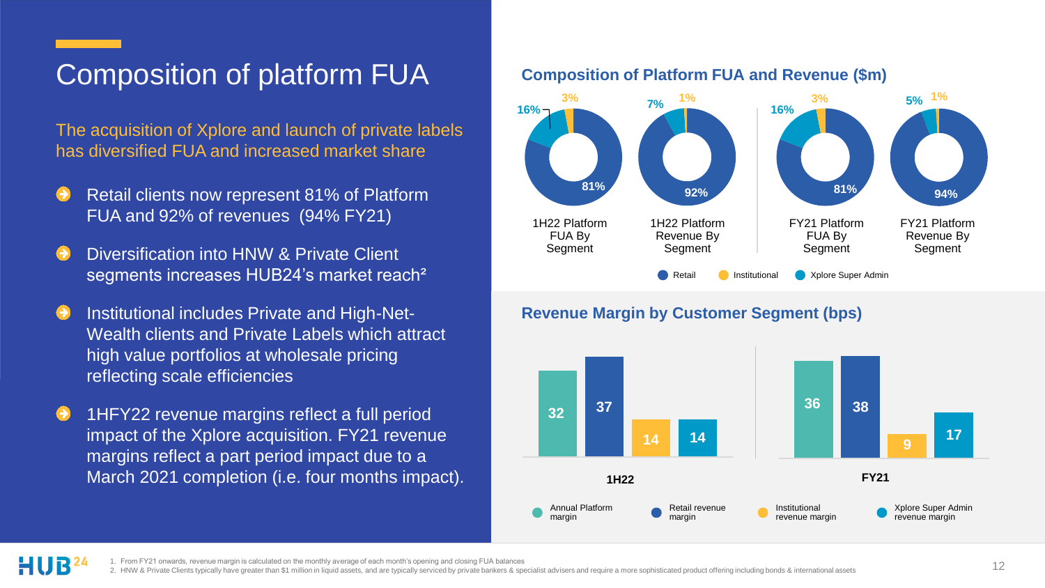# Composition of platform FUA

The acquisition of Xplore and launch of private labels has diversified FUA and increased market share

- Retail clients now represent 81% of Platform FUA and 92% of revenues (94% FY21)
- Diversification into HNW & Private Client segments increases HUB24's market reach[2]
- Institutional includes Private and High-Net-Wealth clients and Private Labels which attract high value portfolios at wholesale pricing reflecting scale efficiencies
- 1HFY22 revenue margins reflect a full period impact of the Xplore acquisition. FY21 revenue margins reflect a part period impact due to a March 2021 completion (i.e. four months impact).

## Composition of Platform FUA and Revenue ($m)

| | Retail | Institutional | Xplore Super Admin |
|---|---|---|---|
| 1H22 Platform FUA By Segment | 81% | 3% | 16% |
| 1H22 Platform Revenue By Segment | 92% | 1% | 7% |
| FY21 Platform FUA By Segment | 81% | 3% | 16% |
| FY21 Platform Revenue By Segment | 94% | 1% | 5% |

## Revenue Margin by Customer Segment (bps)

| | Annual Platform margin | Retail revenue margin | Institutional revenue margin | Xplore Super Admin revenue margin |
|---|---|---|---|---|
| 1H22 | 32 | 37 | 14 | 14 |
| FY21 | 36 | 38 | 9 | 17 |

1. From FY21 onwards, revenue margin is calculated on the monthly average of each month's opening and closing FUA balances
2. HNW & Private Clients typically have greater than $1 million in liquid assets, and are typically serviced by private bankers & specialist advisers and require a more sophisticated product offering including bonds & international assets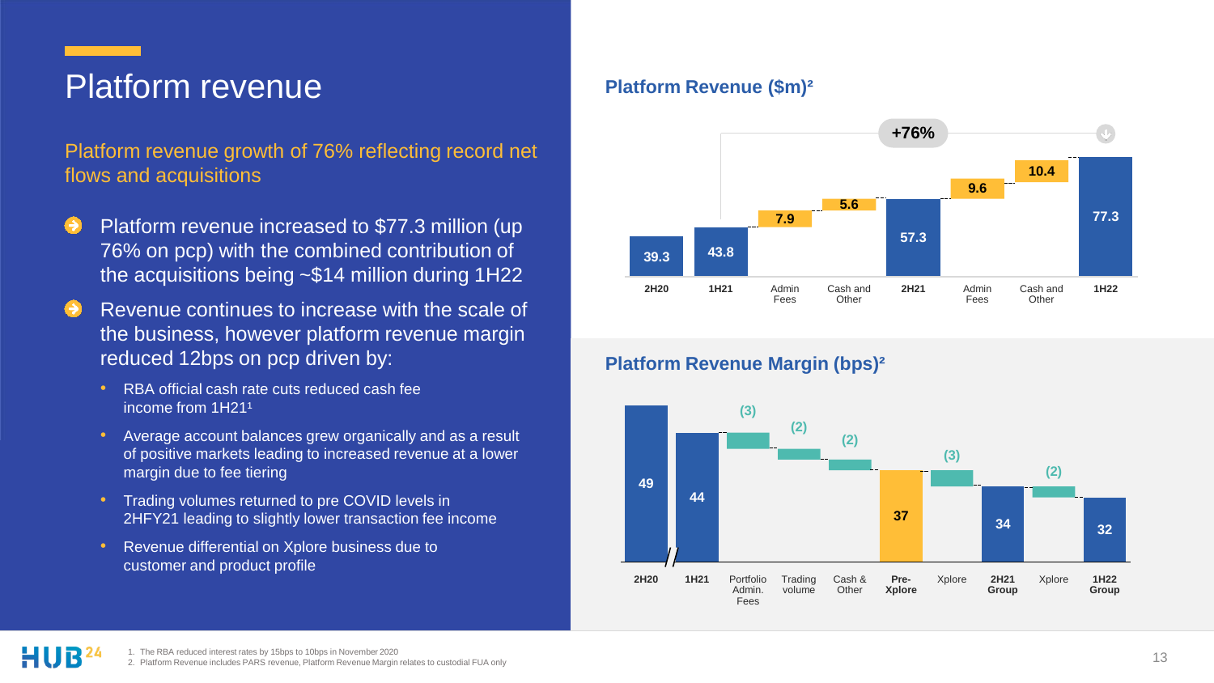# Platform revenue

## Platform revenue growth of 76% reflecting record net flows and acquisitions

- Platform revenue increased to $77.3 million (up 76% on pcp) with the combined contribution of the acquisitions being ~$14 million during 1H22
- Revenue continues to increase with the scale of the business, however platform revenue margin reduced 12bps on pcp driven by:
  - RBA official cash rate cuts reduced cash fee income from 1H21[1]
  - Average account balances grew organically and as a result of positive markets leading to increased revenue at a lower margin due to fee tiering
  - Trading volumes returned to pre COVID levels in 2HFY21 leading to slightly lower transaction fee income
  - Revenue differential on Xplore business due to customer and product profile

### Platform Revenue ($m)[2]

+76%

| 2H20 | 1H21 | Admin Fees | Cash and Other | 2H21 | Admin Fees | Cash and Other | 1H22 |
|---|---|---|---|---|---|---|---|
| 39.3 | 43.8 | 7.9 | 5.6 | 57.3 | 9.6 | 10.4 | 77.3 |

### Platform Revenue Margin (bps)[2]

| 2H20 | 1H21 | Portfolio Admin. Fees | Trading volume | Cash & Other | Pre-Xplore | Xplore | 2H21 Group | Xplore | 1H22 Group |
|---|---|---|---|---|---|---|---|---|---|
| 49 | 44 | (3) | (2) | (2) | 37 | (3) | 34 | (2) | 32 |

1. The RBA reduced interest rates by 15bps to 10bps in November 2020
2. Platform Revenue includes PARS revenue, Platform Revenue Margin relates to custodial FUA only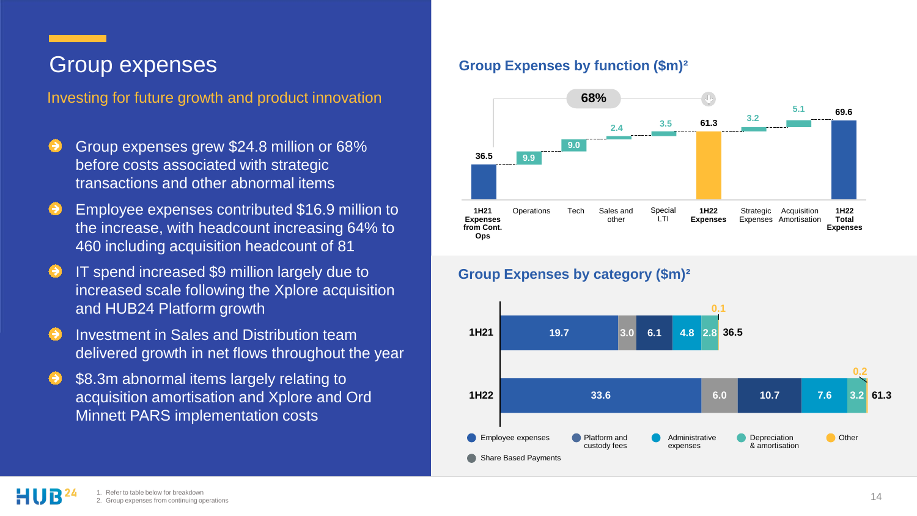# Group expenses

Investing for future growth and product innovation

- Group expenses grew $24.8 million or 68% before costs associated with strategic transactions and other abnormal items
- Employee expenses contributed $16.9 million to the increase, with headcount increasing 64% to 460 including acquisition headcount of 81
- IT spend increased $9 million largely due to increased scale following the Xplore acquisition and HUB24 Platform growth
- Investment in Sales and Distribution team delivered growth in net flows throughout the year
- $8.3m abnormal items largely relating to acquisition amortisation and Xplore and Ord Minnett PARS implementation costs

## Group Expenses by function ($m)[2]

| 1H21 Expenses from Cont. Ops | Operations | Tech | Sales and other | Special LTI | 1H22 Expenses | Strategic Expenses | Acquisition Amortisation | 1H22 Total Expenses |
|---|---|---|---|---|---|---|---|---|
| 36.5 | 9.9 | 9.0 | 2.4 | 3.5 | 61.3 | 3.2 | 5.1 | 69.6 |

68%

## Group Expenses by category ($m)[2]

| | Employee expenses | Share Based Payments | Platform and custody fees | Administrative expenses | Depreciation & amortisation | Other | Total |
|---|---|---|---|---|---|---|---|
| 1H21 | 19.7 | 3.0 | 6.1 | 4.8 | 2.8 | 0.1 | 36.5 |
| 1H22 | 33.6 | 6.0 | 10.7 | 7.6 | 3.2 | 0.2 | 61.3 |

1. Refer to table below for breakdown
2. Group expenses from continuing operations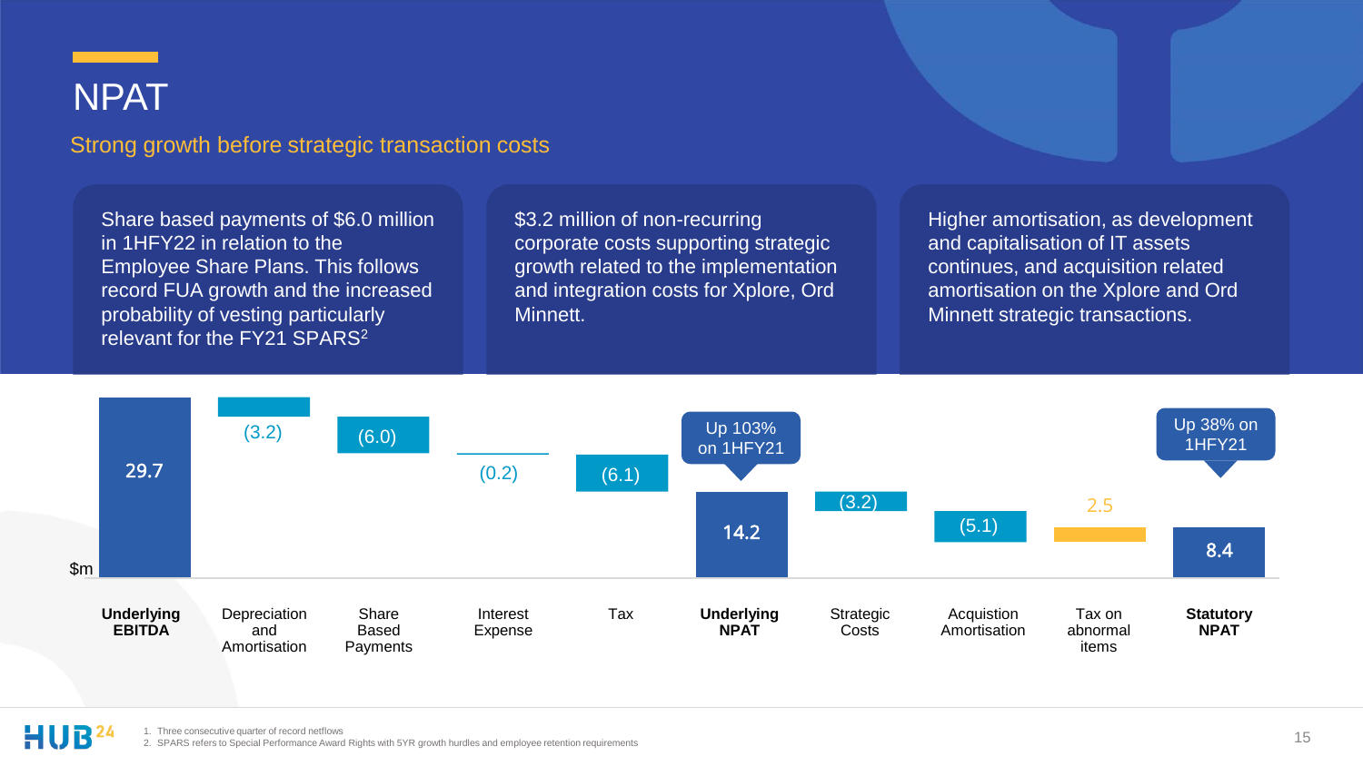# NPAT

## Strong growth before strategic transaction costs

Share based payments of $6.0 million in 1HFY22 in relation to the Employee Share Plans. This follows record FUA growth and the increased probability of vesting particularly relevant for the FY21 SPARS[2]

$3.2 million of non-recurring corporate costs supporting strategic growth related to the implementation and integration costs for Xplore, Ord Minnett.

Higher amortisation, as development and capitalisation of IT assets continues, and acquisition related amortisation on the Xplore and Ord Minnett strategic transactions.

| $m | Value |
|---|---|
| **Underlying EBITDA** | 29.7 |
| Depreciation and Amortisation | (3.2) |
| Share Based Payments | (6.0) |
| Interest Expense | (0.2) |
| Tax | (6.1) |
| **Underlying NPAT** | 14.2 (Up 103% on 1HFY21) |
| Strategic Costs | (3.2) |
| Acquistion Amortisation | (5.1) |
| Tax on abnormal items | 2.5 |
| **Statutory NPAT** | 8.4 (Up 38% on 1HFY21) |

1. Three consecutive quarter of record netflows
2. SPARS refers to Special Performance Award Rights with 5YR growth hurdles and employee retention requirements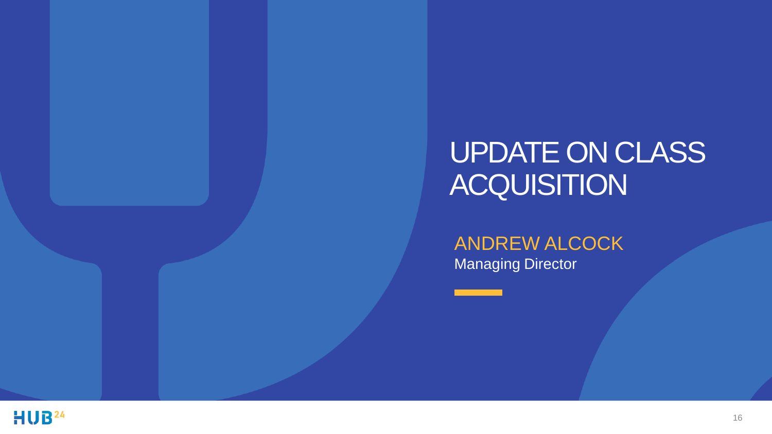# UPDATE ON CLASS ACQUISITION

ANDREW ALCOCK

Managing Director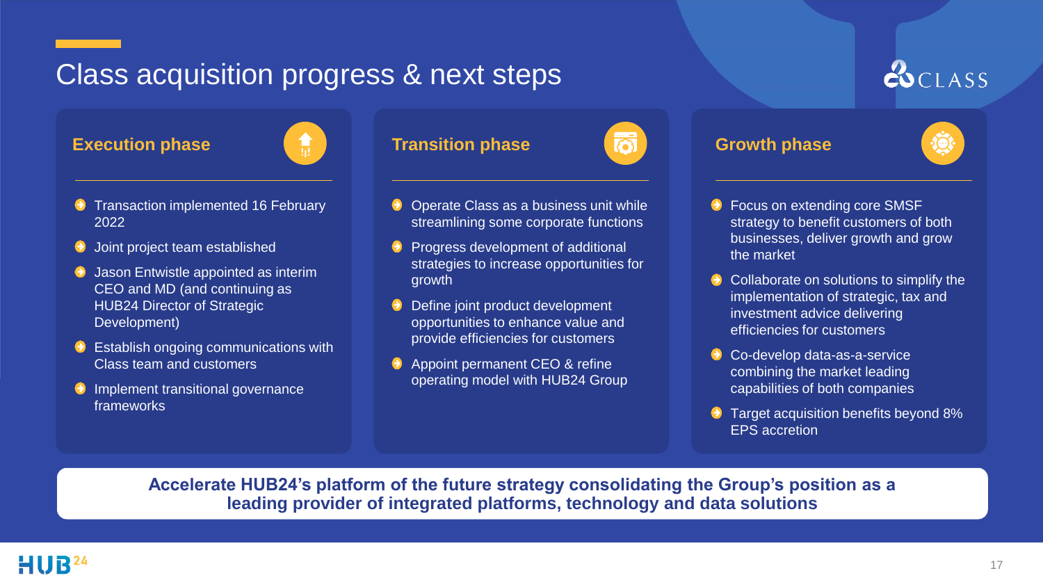# Class acquisition progress & next steps

CLASS

## Execution phase

- Transaction implemented 16 February 2022
- Joint project team established
- Jason Entwistle appointed as interim CEO and MD (and continuing as HUB24 Director of Strategic Development)
- Establish ongoing communications with Class team and customers
- Implement transitional governance frameworks

## Transition phase

- Operate Class as a business unit while streamlining some corporate functions
- Progress development of additional strategies to increase opportunities for growth
- Define joint product development opportunities to enhance value and provide efficiencies for customers
- Appoint permanent CEO & refine operating model with HUB24 Group

## Growth phase

- Focus on extending core SMSF strategy to benefit customers of both businesses, deliver growth and grow the market
- Collaborate on solutions to simplify the implementation of strategic, tax and investment advice delivering efficiencies for customers
- Co-develop data-as-a-service combining the market leading capabilities of both companies
- Target acquisition benefits beyond 8% EPS accretion

**Accelerate HUB24's platform of the future strategy consolidating the Group's position as a leading provider of integrated platforms, technology and data solutions**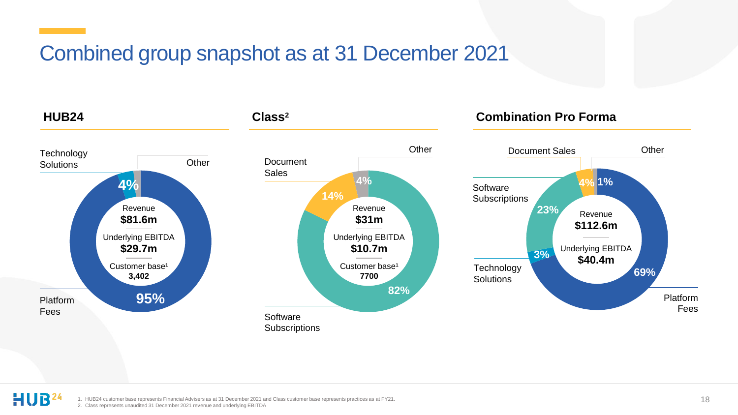# Combined group snapshot as at 31 December 2021

## HUB24

- Platform Fees: 95%
- Technology Solutions: 4%
- Other

Revenue **$81.6m**

Underlying EBITDA **$29.7m**

Customer base[1] **3,402**

## Class[2]

- Software Subscriptions: 82%
- Document Sales: 14%
- Other: 4%

Revenue **$31m**

Underlying EBITDA **$10.7m**

Customer base[1] **7700**

## Combination Pro Forma

- Platform Fees: 69%
- Software Subscriptions: 23%
- Document Sales: 4%
- Technology Solutions: 3%
- Other: 1%

Revenue **$112.6m**

Underlying EBITDA **$40.4m**

1. HUB24 customer base represents Financial Advisers as at 31 December 2021 and Class customer base represents practices as at FY21.
2. Class represents unaudited 31 December 2021 revenue and underlying EBITDA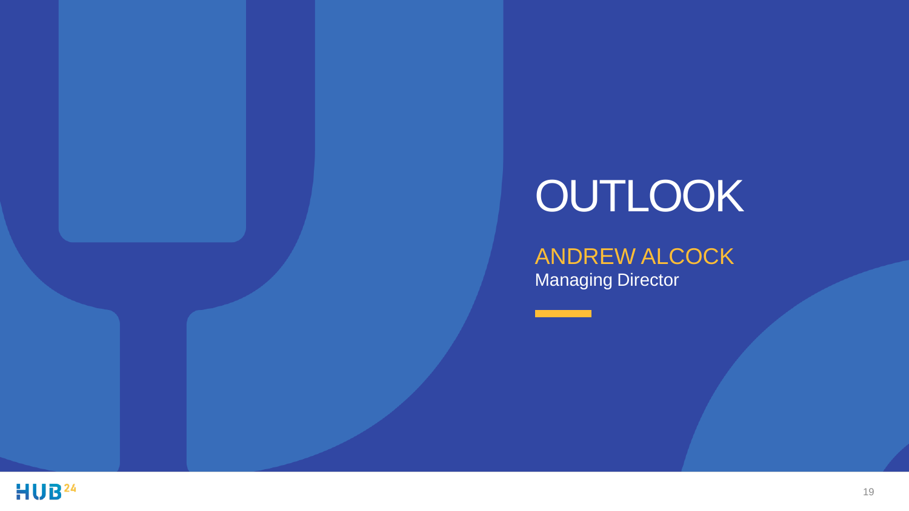# OUTLOOK

ANDREW ALCOCK
Managing Director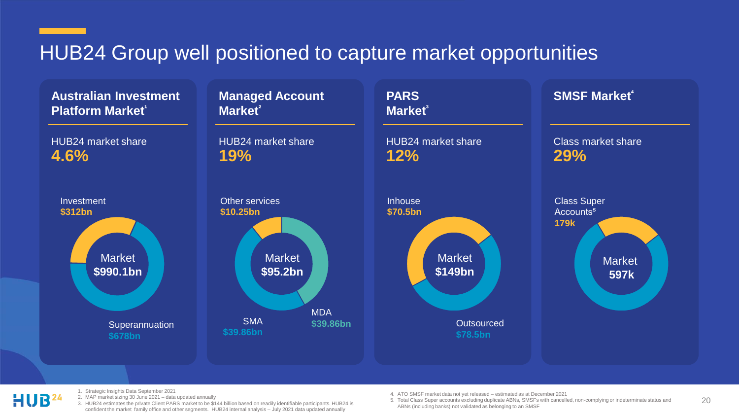# HUB24 Group well positioned to capture market opportunities

## Australian Investment Platform Market[1]

HUB24 market share
**4.6%**

Investment
**$312bn**

Market
**$990.1bn**

Superannuation
**$678bn**

## Managed Account Market[2]

HUB24 market share
**19%**

Other services
**$10.25bn**

Market
**$95.2bn**

SMA
**$39.86bn**

MDA
**$39.86bn**

## PARS Market[3]

HUB24 market share
**12%**

Inhouse
**$70.5bn**

Market
**$149bn**

Outsourced
**$78.5bn**

## SMSF Market[4]

Class market share
**29%**

Class Super Accounts[5]
**179k**

Market
**597k**

1. Strategic Insights Data September 2021
2. MAP market sizing 30 June 2021 – data updated annually
3. HUB24 estimates the private Client PARS market to be $144 billion based on readily identifiable participants. HUB24 is confident the market family office and other segments. HUB24 internal analysis – July 2021 data updated annually
4. ATO SMSF market data not yet released – estimated as at December 2021
5. Total Class Super accounts excluding duplicate ABNs, SMSFs with cancelled, non-complying or indeterminate status and ABNs (including banks) not validated as belonging to an SMSF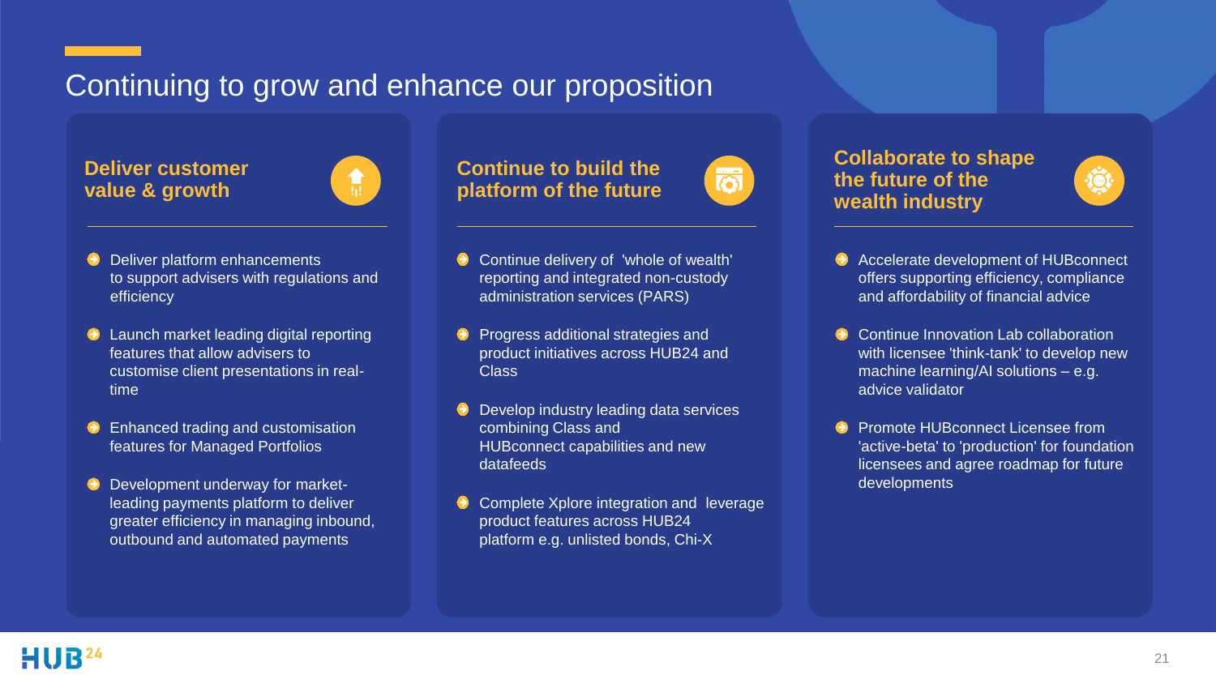# Continuing to grow and enhance our proposition

## Deliver customer value & growth

- Deliver platform enhancements to support advisers with regulations and efficiency
- Launch market leading digital reporting features that allow advisers to customise client presentations in real-time
- Enhanced trading and customisation features for Managed Portfolios
- Development underway for market-leading payments platform to deliver greater efficiency in managing inbound, outbound and automated payments

## Continue to build the platform of the future

- Continue delivery of 'whole of wealth' reporting and integrated non-custody administration services (PARS)
- Progress additional strategies and product initiatives across HUB24 and Class
- Develop industry leading data services combining Class and HUBconnect capabilities and new datafeeds
- Complete Xplore integration and leverage product features across HUB24 platform e.g. unlisted bonds, Chi-X

## Collaborate to shape the future of the wealth industry

- Accelerate development of HUBconnect offers supporting efficiency, compliance and affordability of financial advice
- Continue Innovation Lab collaboration with licensee 'think-tank' to develop new machine learning/AI solutions – e.g. advice validator
- Promote HUBconnect Licensee from 'active-beta' to 'production' for foundation licensees and agree roadmap for future developments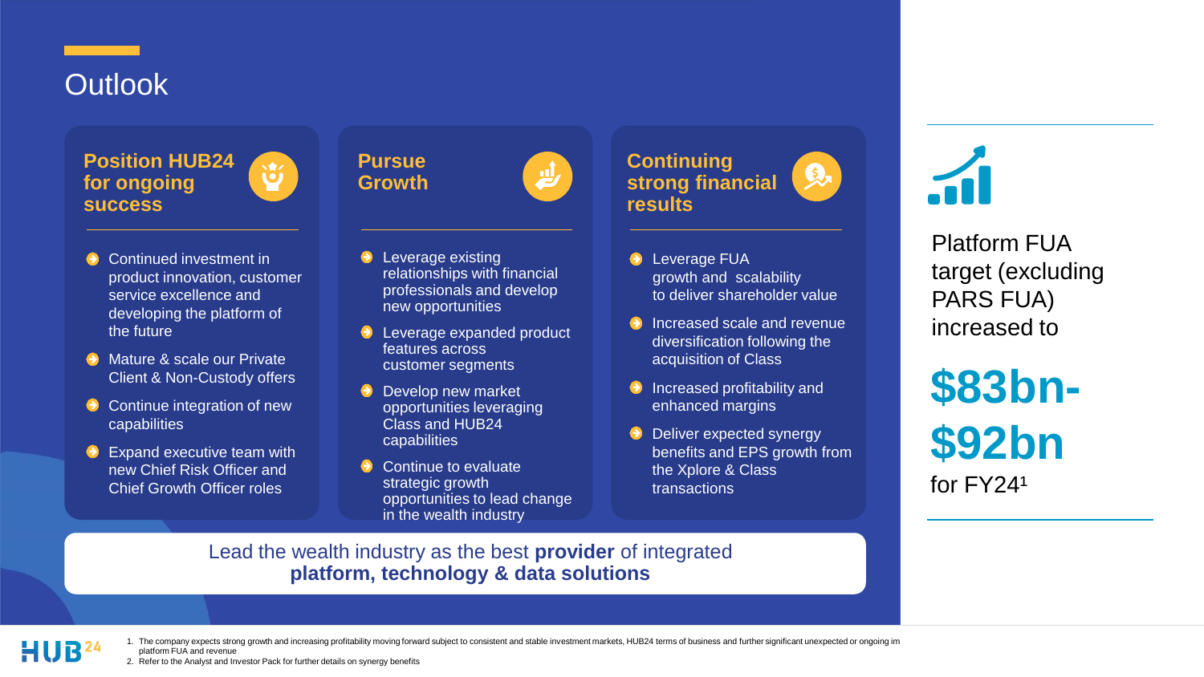# Outlook

### Position HUB24 for ongoing success

- Continued investment in product innovation, customer service excellence and developing the platform of the future
- Mature & scale our Private Client & Non-Custody offers
- Continue integration of new capabilities
- Expand executive team with new Chief Risk Officer and Chief Growth Officer roles

### Pursue Growth

- Leverage existing relationships with financial professionals and develop new opportunities
- Leverage expanded product features across customer segments
- Develop new market opportunities leveraging Class and HUB24 capabilities
- Continue to evaluate strategic growth opportunities to lead change in the wealth industry

### Continuing strong financial results

- Leverage FUA growth and scalability to deliver shareholder value
- Increased scale and revenue diversification following the acquisition of Class
- Increased profitability and enhanced margins
- Deliver expected synergy benefits and EPS growth from the Xplore & Class transactions

Lead the wealth industry as the best **provider** of integrated **platform, technology & data solutions**

Platform FUA target (excluding PARS FUA) increased to

**$83bn-$92bn**

for FY24[1]

1. The company expects strong growth and increasing profitability moving forward subject to consistent and stable investment markets, HUB24 terms of business and further significant unexpected or ongoing im platform FUA and revenue
2. Refer to the Analyst and Investor Pack for further details on synergy benefits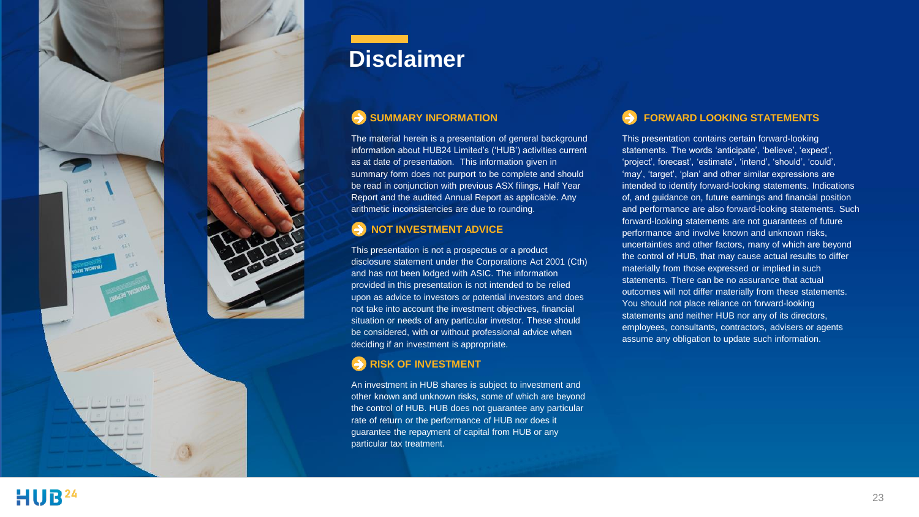# Disclaimer

## SUMMARY INFORMATION

The material herein is a presentation of general background information about HUB24 Limited's ('HUB') activities current as at date of presentation. This information given in summary form does not purport to be complete and should be read in conjunction with previous ASX filings, Half Year Report and the audited Annual Report as applicable. Any arithmetic inconsistencies are due to rounding.

## NOT INVESTMENT ADVICE

This presentation is not a prospectus or a product disclosure statement under the Corporations Act 2001 (Cth) and has not been lodged with ASIC. The information provided in this presentation is not intended to be relied upon as advice to investors or potential investors and does not take into account the investment objectives, financial situation or needs of any particular investor. These should be considered, with or without professional advice when deciding if an investment is appropriate.

## RISK OF INVESTMENT

An investment in HUB shares is subject to investment and other known and unknown risks, some of which are beyond the control of HUB. HUB does not guarantee any particular rate of return or the performance of HUB nor does it guarantee the repayment of capital from HUB or any particular tax treatment.

## FORWARD LOOKING STATEMENTS

This presentation contains certain forward-looking statements. The words 'anticipate', 'believe', 'expect', 'project', forecast', 'estimate', 'intend', 'should', 'could', 'may', 'target', 'plan' and other similar expressions are intended to identify forward-looking statements. Indications of, and guidance on, future earnings and financial position and performance are also forward-looking statements. Such forward-looking statements are not guarantees of future performance and involve known and unknown risks, uncertainties and other factors, many of which are beyond the control of HUB, that may cause actual results to differ materially from those expressed or implied in such statements. There can be no assurance that actual outcomes will not differ materially from these statements. You should not place reliance on forward-looking statements and neither HUB nor any of its directors, employees, consultants, contractors, advisers or agents assume any obligation to update such information.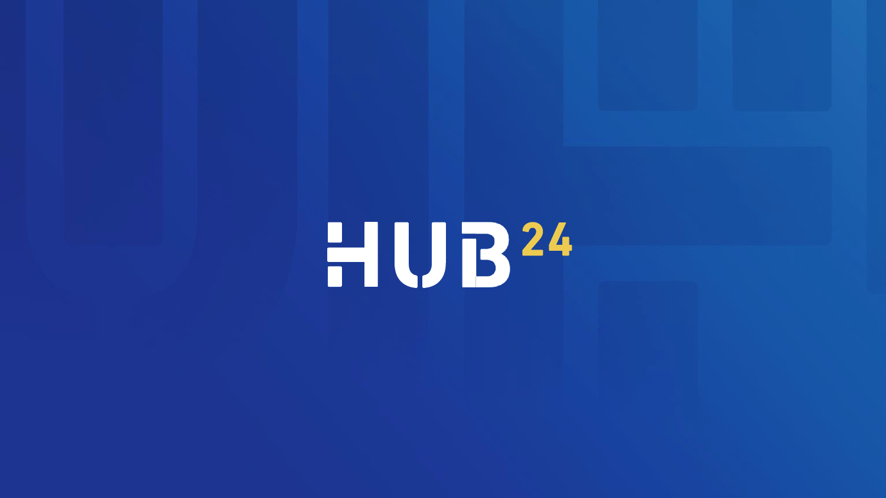HUB24